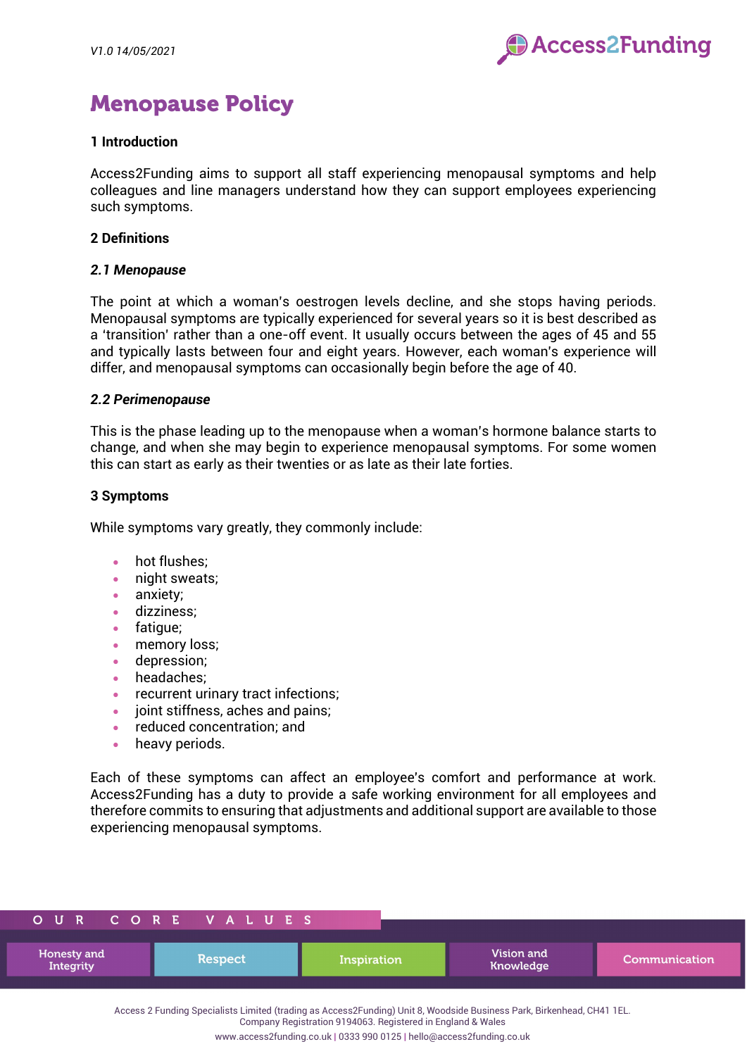V1.0 14/05/2021

# Menopause Policy

## 1 Introduction

Access2Funding aims to support all staff experiencing menopausal symptoms and help colleagues and line managers understand how they can support employees experiencing such symptoms.

## 2 Definitions

### *2.1 Menopause*

The point at which a woman's oestrogen levels decline, and she stops having periods. Menopausal symptoms are typically experienced for several years so it is best described as a 'transition' rather than a one-off event. It usually occurs between the ages of 45 and 55 and typically lasts between four and eight years. However, each woman's experience will differ, and menopausal symptoms can occasionally begin before the age of 40.

### *2.2 Perimenopause*

This is the phase leading up to the menopause when a woman's hormone balance starts to change, and when she may begin to experience menopausal symptoms. For some women this can start as early as their twenties or as late as their late forties.

## 3 Symptoms

While symptoms vary greatly, they commonly include:

- hot flushes;
- night sweats;
- anxiety;
- dizziness;
- fatigue;
- memory loss;
- depression;
- headaches;
- recurrent urinary tract infections;
- joint stiffness, aches and pains;
- reduced concentration; and
- heavy periods.

Each of these symptoms can affect an employee's comfort and performance at work. Access2Funding has a duty to provide a safe working environment for all employees and therefore commits to ensuring that adjustments and additional support are available to those experiencing menopausal symptoms.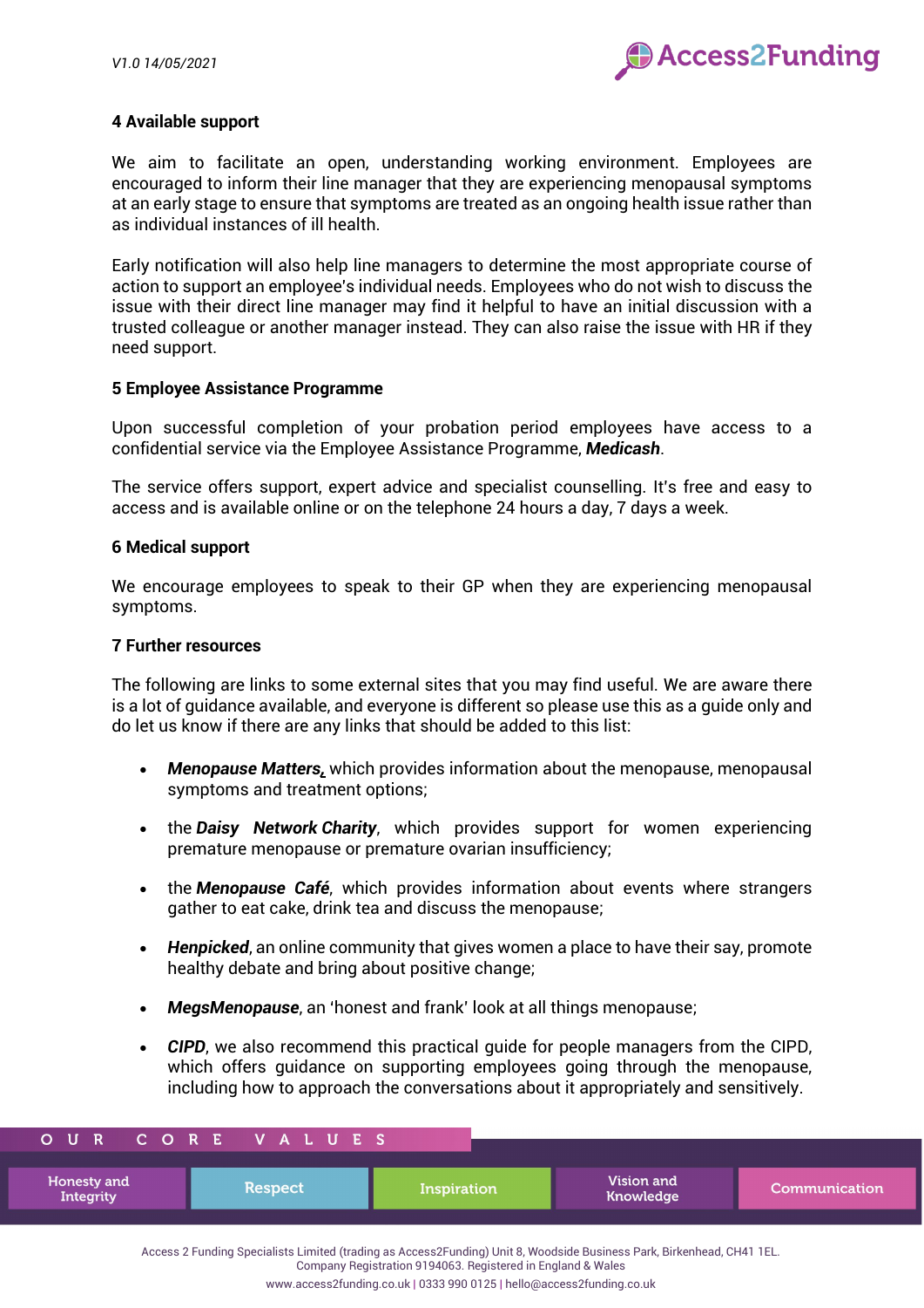## 4 Available support

We aim to facilitate an open, understanding working environment. Employees are encouraged to inform their line manager that they are experiencing menopausal symptoms at an early stage to ensure that symptoms are treated as an ongoing health issue rather than as individual instances of ill health.

Early notification will also help line managers to determine the most appropriate course of action to support an employee's individual needs. Employees who do not wish to discuss the issue with their direct line manager may find it helpful to have an initial discussion with a trusted colleague or another manager instead. They can also raise the issue with HR if they need support.

## 5 Employee Assistance Programme

Upon successful completion of your probation period employees have access to a confidential service via the Employee Assistance Programme, ***Medicash***.

The service offers support, expert advice and specialist counselling. It's free and easy to access and is available online or on the telephone 24 hours a day, 7 days a week.

## 6 Medical support

We encourage employees to speak to their GP when they are experiencing menopausal symptoms.

## 7 Further resources

The following are links to some external sites that you may find useful. We are aware there is a lot of guidance available, and everyone is different so please use this as a guide only and do let us know if there are any links that should be added to this list:

- ***Menopause Matters***, which provides information about the menopause, menopausal symptoms and treatment options;
- the ***Daisy Network Charity***, which provides support for women experiencing premature menopause or premature ovarian insufficiency;
- the ***Menopause Café***, which provides information about events where strangers gather to eat cake, drink tea and discuss the menopause;
- ***Henpicked***, an online community that gives women a place to have their say, promote healthy debate and bring about positive change;
- ***MegsMenopause***, an 'honest and frank' look at all things menopause;
- ***CIPD***, we also recommend this practical guide for people managers from the CIPD, which offers guidance on supporting employees going through the menopause, including how to approach the conversations about it appropriately and sensitively.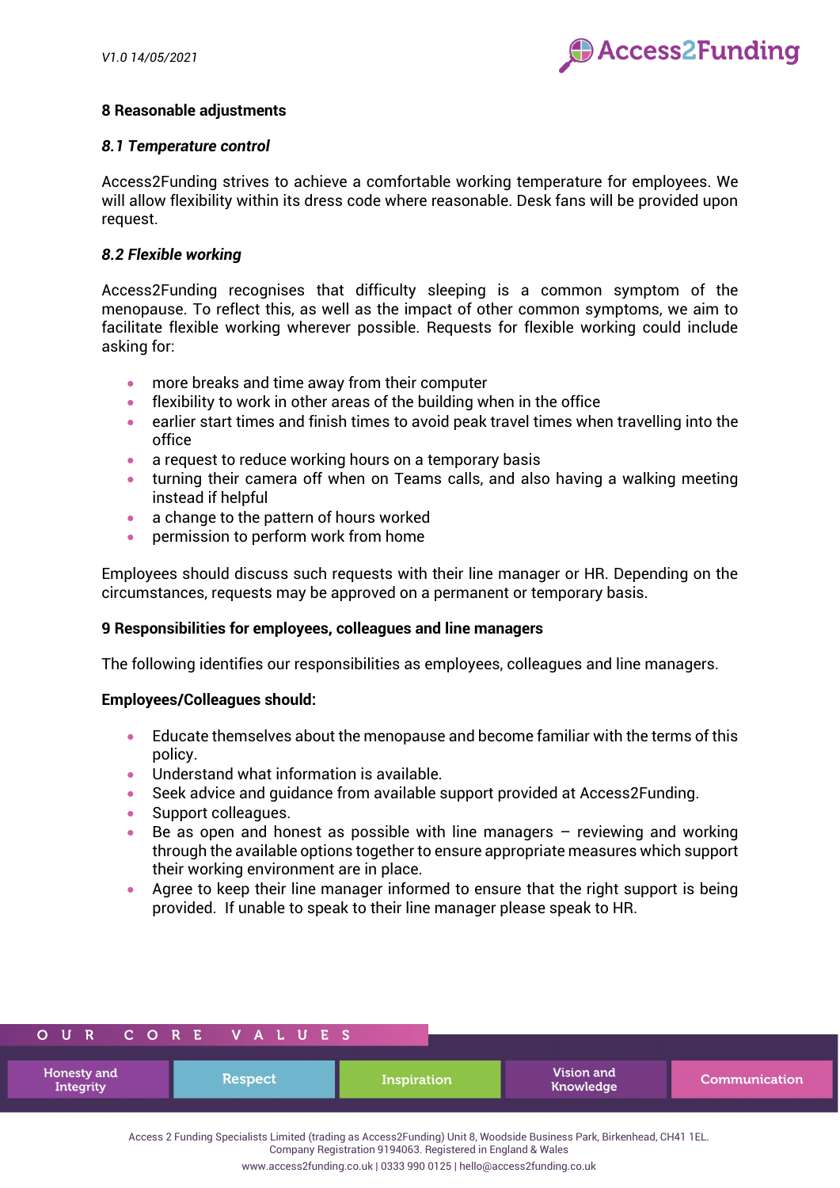## 8 Reasonable adjustments

### *8.1 Temperature control*

Access2Funding strives to achieve a comfortable working temperature for employees. We will allow flexibility within its dress code where reasonable. Desk fans will be provided upon request.

### *8.2 Flexible working*

Access2Funding recognises that difficulty sleeping is a common symptom of the menopause. To reflect this, as well as the impact of other common symptoms, we aim to facilitate flexible working wherever possible. Requests for flexible working could include asking for:

- more breaks and time away from their computer
- flexibility to work in other areas of the building when in the office
- earlier start times and finish times to avoid peak travel times when travelling into the office
- a request to reduce working hours on a temporary basis
- turning their camera off when on Teams calls, and also having a walking meeting instead if helpful
- a change to the pattern of hours worked
- permission to perform work from home

Employees should discuss such requests with their line manager or HR. Depending on the circumstances, requests may be approved on a permanent or temporary basis.

## 9 Responsibilities for employees, colleagues and line managers

The following identifies our responsibilities as employees, colleagues and line managers.

**Employees/Colleagues should:**

- Educate themselves about the menopause and become familiar with the terms of this policy.
- Understand what information is available.
- Seek advice and guidance from available support provided at Access2Funding.
- Support colleagues.
- Be as open and honest as possible with line managers – reviewing and working through the available options together to ensure appropriate measures which support their working environment are in place.
- Agree to keep their line manager informed to ensure that the right support is being provided. If unable to speak to their line manager please speak to HR.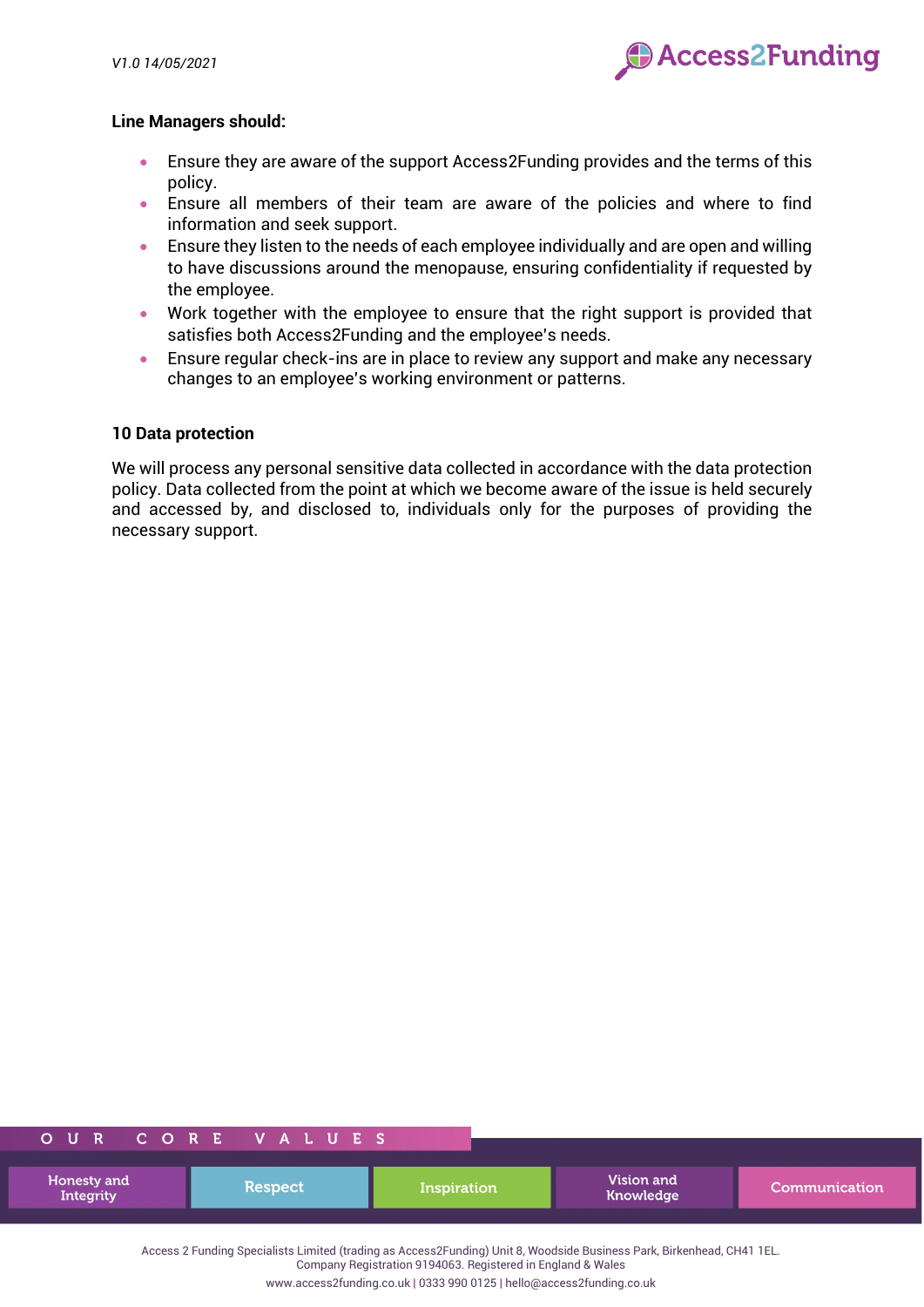**Line Managers should:**

- Ensure they are aware of the support Access2Funding provides and the terms of this policy.
- Ensure all members of their team are aware of the policies and where to find information and seek support.
- Ensure they listen to the needs of each employee individually and are open and willing to have discussions around the menopause, ensuring confidentiality if requested by the employee.
- Work together with the employee to ensure that the right support is provided that satisfies both Access2Funding and the employee's needs.
- Ensure regular check-ins are in place to review any support and make any necessary changes to an employee's working environment or patterns.

## 10 Data protection

We will process any personal sensitive data collected in accordance with the data protection policy. Data collected from the point at which we become aware of the issue is held securely and accessed by, and disclosed to, individuals only for the purposes of providing the necessary support.